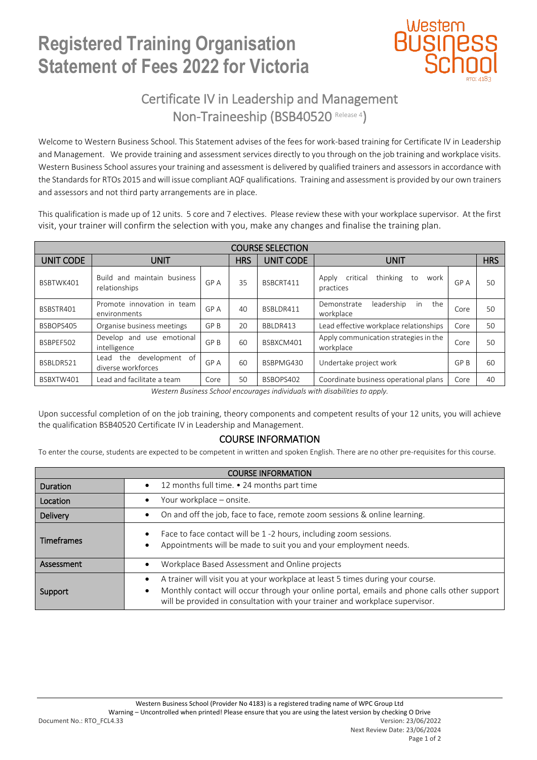# Registered Training Organisation Statement of Fees 2022 for Victoria

Western Business School

RTO: 4183

## Certificate IV in Leadership and Management Non-Traineeship (BSB40520 Release 4)

Welcome to Western Business School. This Statement advises of the fees for work-based training for Certificate IV in Leadership and Management. We provide training and assessment services directly to you through on the job training and workplace visits. Western Business School assures your training and assessment is delivered by qualified trainers and assessors in accordance with the Standards for RTOs 2015 and will issue compliant AQF qualifications. Training and assessment is provided by our own trainers and assessors and not third party arrangements are in place.

This qualification is made up of 12 units. 5 core and 7 electives. Please review these with your workplace supervisor. At the first visit, your trainer will confirm the selection with you, make any changes and finalise the training plan.

| COURSE SELECTION | | | | | | | |
|---|---|---|---|---|---|---|---|
| UNIT CODE | UNIT | | HRS | UNIT CODE | UNIT | | HRS |
| BSBTWK401 | Build and maintain business relationships | GP A | 35 | BSBCRT411 | Apply critical thinking to work practices | GP A | 50 |
| BSBSTR401 | Promote innovation in team environments | GP A | 40 | BSBLDR411 | Demonstrate leadership in the workplace | Core | 50 |
| BSBOPS405 | Organise business meetings | GP B | 20 | BBLDR413 | Lead effective workplace relationships | Core | 50 |
| BSBPEF502 | Develop and use emotional intelligence | GP B | 60 | BSBXCM401 | Apply communication strategies in the workplace | Core | 50 |
| BSBLDR521 | Lead the development of diverse workforces | GP A | 60 | BSBPMG430 | Undertake project work | GP B | 60 |
| BSBXTW401 | Lead and facilitate a team | Core | 50 | BSBOPS402 | Coordinate business operational plans | Core | 40 |

*Western Business School encourages individuals with disabilities to apply.*

Upon successful completion of on the job training, theory components and competent results of your 12 units, you will achieve the qualification BSB40520 Certificate IV in Leadership and Management.

## COURSE INFORMATION

To enter the course, students are expected to be competent in written and spoken English. There are no other pre-requisites for this course.

| COURSE INFORMATION | |
|---|---|
| Duration | • 12 months full time. • 24 months part time |
| Location | • Your workplace – onsite. |
| Delivery | • On and off the job, face to face, remote zoom sessions & online learning. |
| Timeframes | • Face to face contact will be 1 -2 hours, including zoom sessions.<br>• Appointments will be made to suit you and your employment needs. |
| Assessment | • Workplace Based Assessment and Online projects |
| Support | • A trainer will visit you at your workplace at least 5 times during your course.<br>• Monthly contact will occur through your online portal, emails and phone calls other support will be provided in consultation with your trainer and workplace supervisor. |

Western Business School (Provider No 4183) is a registered trading name of WPC Group Ltd

Warning – Uncontrolled when printed! Please ensure that you are using the latest version by checking O Drive

Document No.: RTO_FCL4.33

Version: 23/06/2022

Next Review Date: 23/06/2024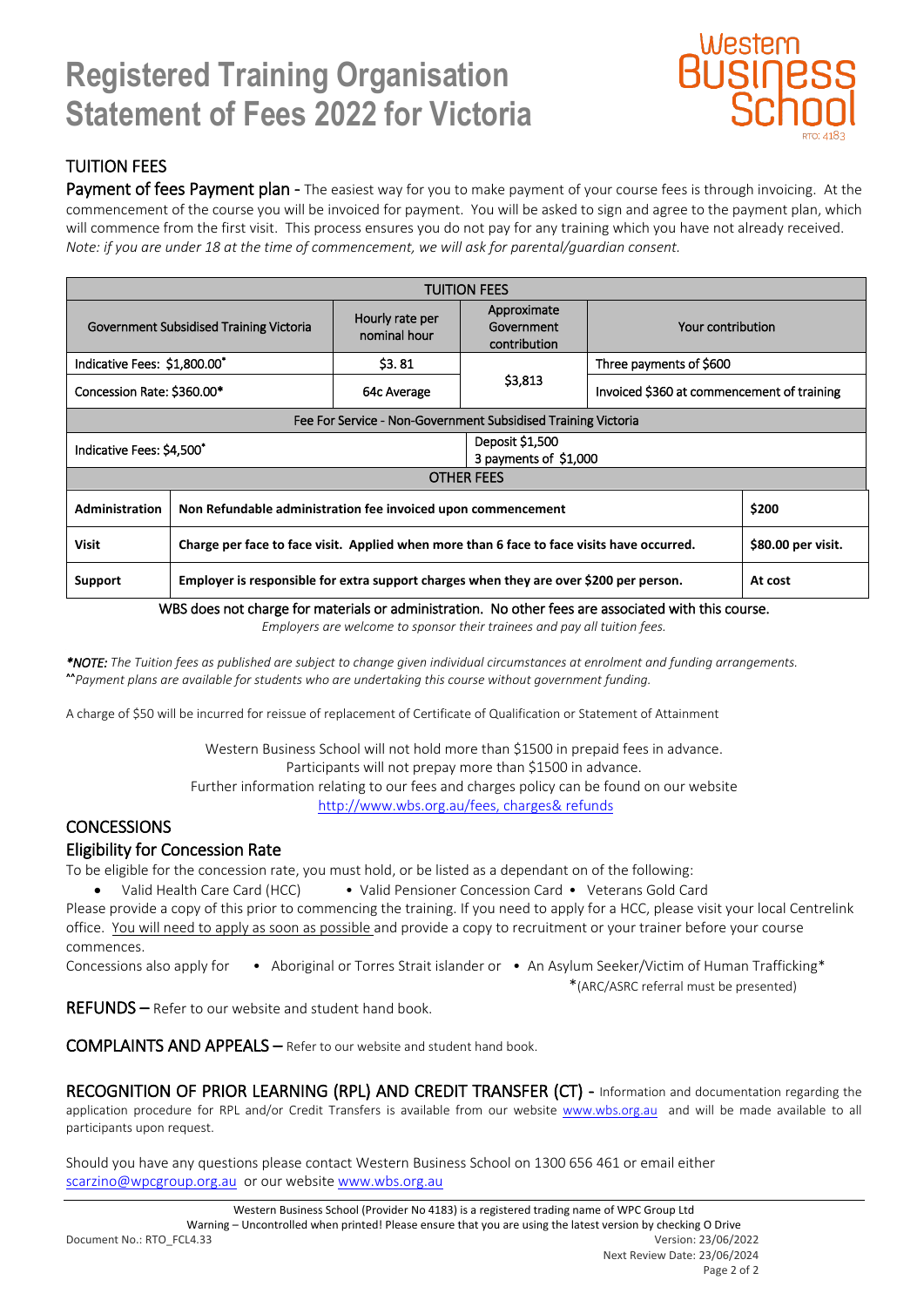# Registered Training Organisation Statement of Fees 2022 for Victoria

Western Business School RTO: 4183

## TUITION FEES

**Payment of fees Payment plan** - The easiest way for you to make payment of your course fees is through invoicing. At the commencement of the course you will be invoiced for payment. You will be asked to sign and agree to the payment plan, which will commence from the first visit. This process ensures you do not pay for any training which you have not already received. *Note: if you are under 18 at the time of commencement, we will ask for parental/guardian consent.*

| TUITION FEES | | | |
|---|---|---|---|
| Government Subsidised Training Victoria | Hourly rate per nominal hour | Approximate Government contribution | Your contribution |
| Indicative Fees: $1,800.00* | $3. 81 | $3,813 | Three payments of $600 |
| Concession Rate: $360.00* | 64c Average | | Invoiced $360 at commencement of training |
| Fee For Service - Non-Government Subsidised Training Victoria | | | |
| Indicative Fees: $4,500* | | Deposit $1,500<br>3 payments of $1,000 | |

| OTHER FEES | | |
|---|---|---|
| **Administration** | **Non Refundable administration fee invoiced upon commencement** | **$200** |
| **Visit** | **Charge per face to face visit. Applied when more than 6 face to face visits have occurred.** | **$80.00 per visit.** |
| **Support** | **Employer is responsible for extra support charges when they are over $200 per person.** | **At cost** |

WBS does not charge for materials or administration. No other fees are associated with this course.

*Employers are welcome to sponsor their trainees and pay all tuition fees.*

****NOTE:** The Tuition fees as published are subject to change given individual circumstances at enrolment and funding arrangements.*
*^^Payment plans are available for students who are undertaking this course without government funding.*

A charge of $50 will be incurred for reissue of replacement of Certificate of Qualification or Statement of Attainment

Western Business School will not hold more than $1500 in prepaid fees in advance.
Participants will not prepay more than $1500 in advance.
Further information relating to our fees and charges policy can be found on our website
http://www.wbs.org.au/fees, charges& refunds

## CONCESSIONS

### Eligibility for Concession Rate

To be eligible for the concession rate, you must hold, or be listed as a dependant on of the following:

- Valid Health Care Card (HCC)
- Valid Pensioner Concession Card
- Veterans Gold Card

Please provide a copy of this prior to commencing the training. If you need to apply for a HCC, please visit your local Centrelink office. You will need to apply as soon as possible and provide a copy to recruitment or your trainer before your course commences.

Concessions also apply for

- Aboriginal or Torres Strait islander or
- An Asylum Seeker/Victim of Human Trafficking*

*(ARC/ASRC referral must be presented)

**REFUNDS** – Refer to our website and student hand book.

**COMPLAINTS AND APPEALS** – Refer to our website and student hand book.

**RECOGNITION OF PRIOR LEARNING (RPL) AND CREDIT TRANSFER (CT)** - Information and documentation regarding the application procedure for RPL and/or Credit Transfers is available from our website www.wbs.org.au and will be made available to all participants upon request.

Should you have any questions please contact Western Business School on 1300 656 461 or email either scarzino@wpcgroup.org.au or our website www.wbs.org.au

Western Business School (Provider No 4183) is a registered trading name of WPC Group Ltd
Warning – Uncontrolled when printed! Please ensure that you are using the latest version by checking O Drive
Document No.: RTO_FCL4.33
Version: 23/06/2022
Next Review Date: 23/06/2024